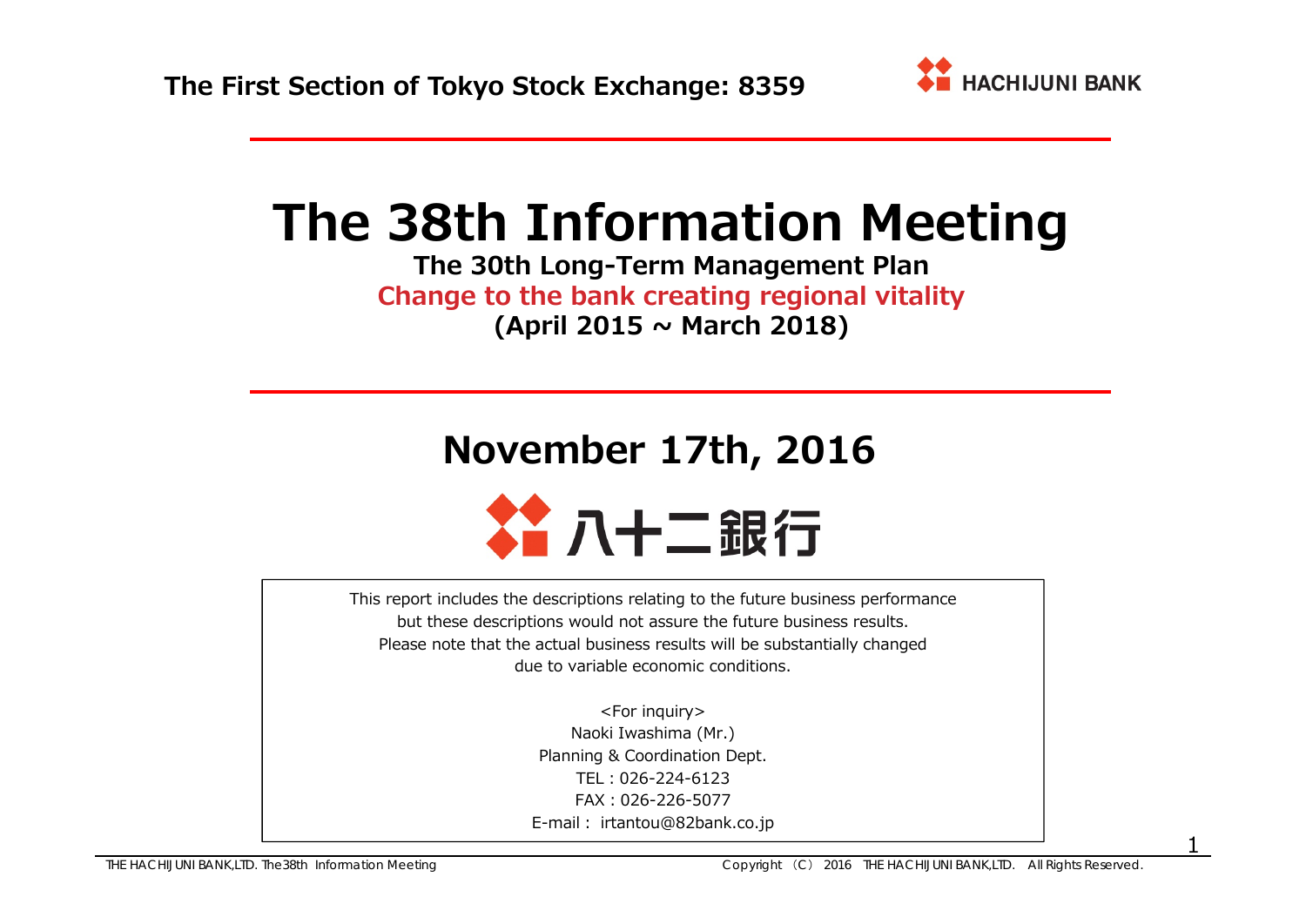The First Section of Tokyo Stock Exchange: 8359

HACHIJUNI BANK

# The 38th Information Meeting

**The 30th Long-Term Management Plan**

**Change to the bank creating regional vitality**

**(April 2015 ~ March 2018)**

## November 17th, 2016

八十二銀行

This report includes the descriptions relating to the future business performance but these descriptions would not assure the future business results. Please note that the actual business results will be substantially changed due to variable economic conditions.

<For inquiry>
Naoki Iwashima (Mr.)
Planning & Coordination Dept.
TEL : 026-224-6123
FAX : 026-226-5077
E-mail : irtantou@82bank.co.jp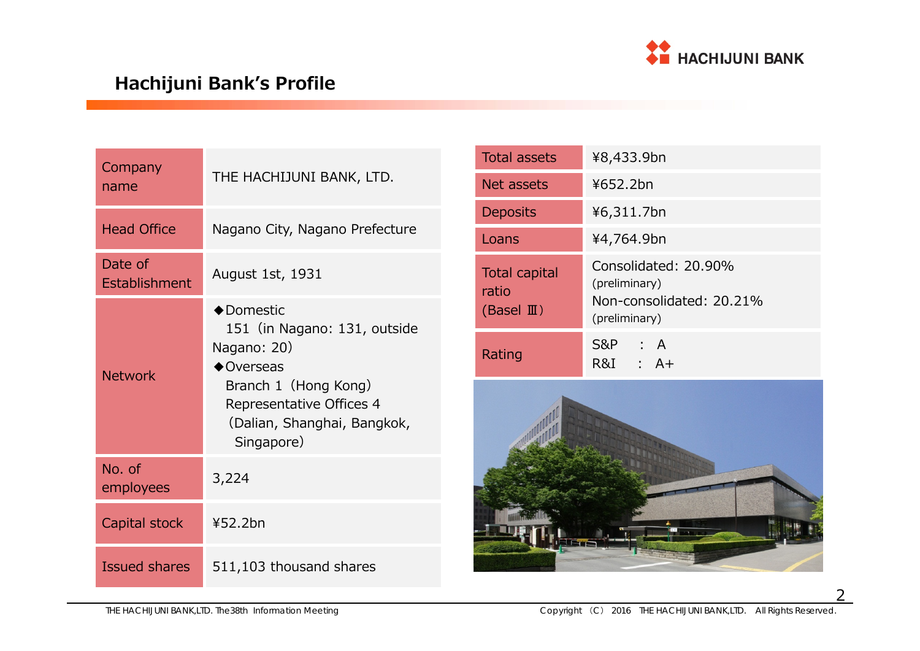## Hachijuni Bank's Profile

| | |
|---|---|
| Company name | THE HACHIJUNI BANK, LTD. |
| Head Office | Nagano City, Nagano Prefecture |
| Date of Establishment | August 1st, 1931 |
| Network | ◆Domestic<br>151（in Nagano: 131, outside Nagano: 20）<br>◆Overseas<br>Branch 1（Hong Kong）<br>Representative Offices 4<br>（Dalian, Shanghai, Bangkok, Singapore） |
| No. of employees | 3,224 |
| Capital stock | ¥52.2bn |
| Issued shares | 511,103 thousand shares |

| | |
|---|---|
| Total assets | ¥8,433.9bn |
| Net assets | ¥652.2bn |
| Deposits | ¥6,311.7bn |
| Loans | ¥4,764.9bn |
| Total capital ratio (Basel Ⅲ) | Consolidated: 20.90% (preliminary)<br>Non-consolidated: 20.21% (preliminary) |
| Rating | S&P : A<br>R&I : A+ |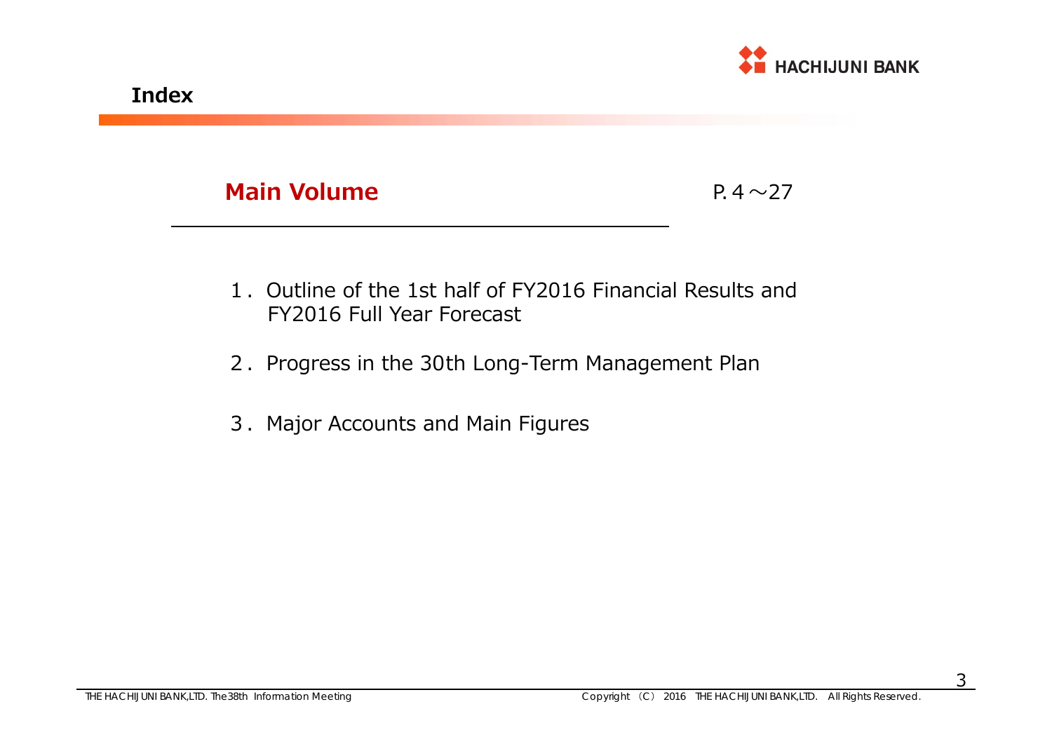## Index

### Main Volume

P. 4～27

1．Outline of the 1st half of FY2016 Financial Results and FY2016 Full Year Forecast

2．Progress in the 30th Long-Term Management Plan

3．Major Accounts and Main Figures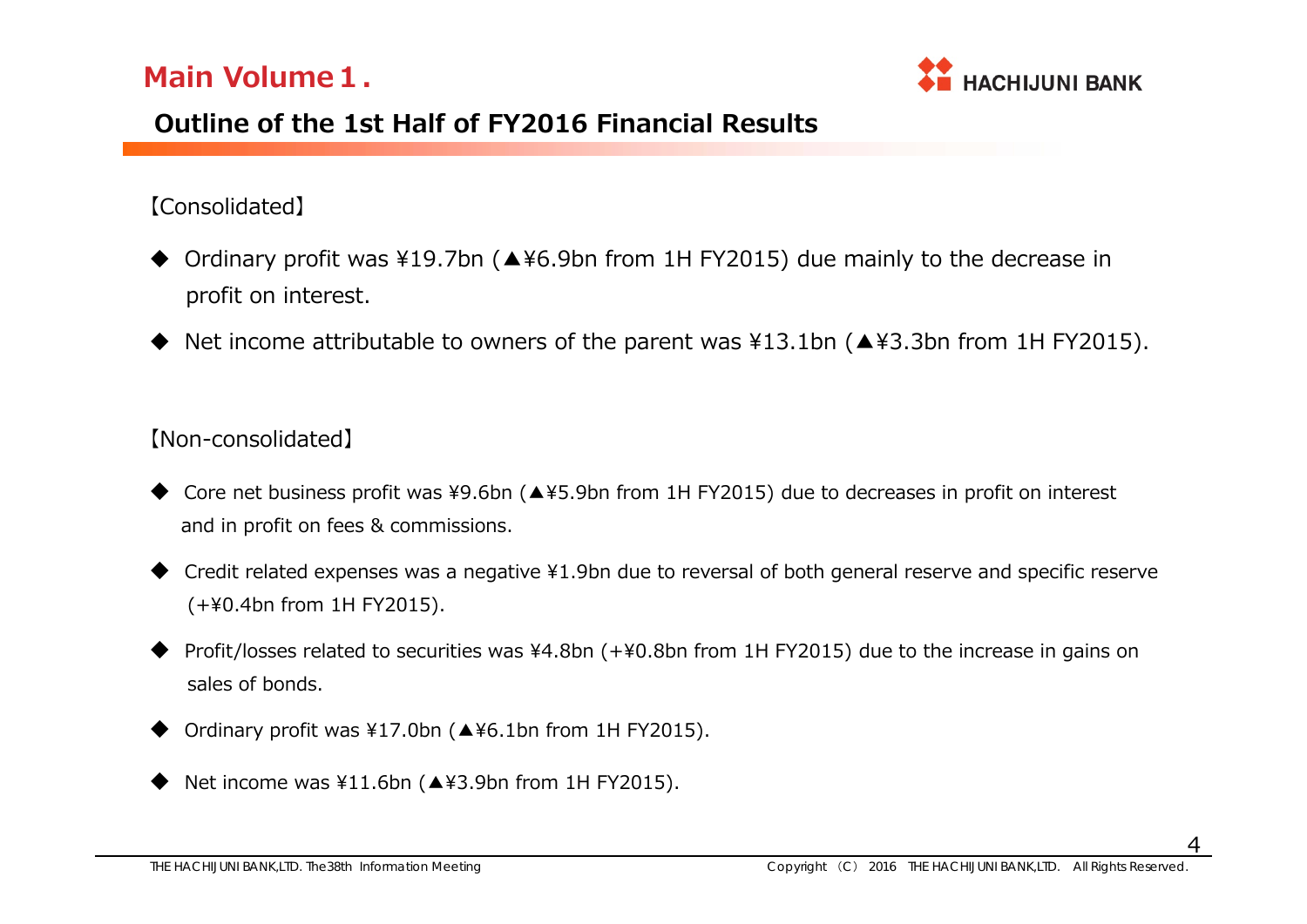# Main Volume 1.

## Outline of the 1st Half of FY2016 Financial Results

【Consolidated】

- ◆ Ordinary profit was ¥19.7bn (▲¥6.9bn from 1H FY2015) due mainly to the decrease in profit on interest.
- ◆ Net income attributable to owners of the parent was ¥13.1bn (▲¥3.3bn from 1H FY2015).

【Non-consolidated】

- ◆ Core net business profit was ¥9.6bn (▲¥5.9bn from 1H FY2015) due to decreases in profit on interest and in profit on fees & commissions.
- ◆ Credit related expenses was a negative ¥1.9bn due to reversal of both general reserve and specific reserve (+¥0.4bn from 1H FY2015).
- ◆ Profit/losses related to securities was ¥4.8bn (+¥0.8bn from 1H FY2015) due to the increase in gains on sales of bonds.
- ◆ Ordinary profit was ¥17.0bn (▲¥6.1bn from 1H FY2015).
- ◆ Net income was ¥11.6bn (▲¥3.9bn from 1H FY2015).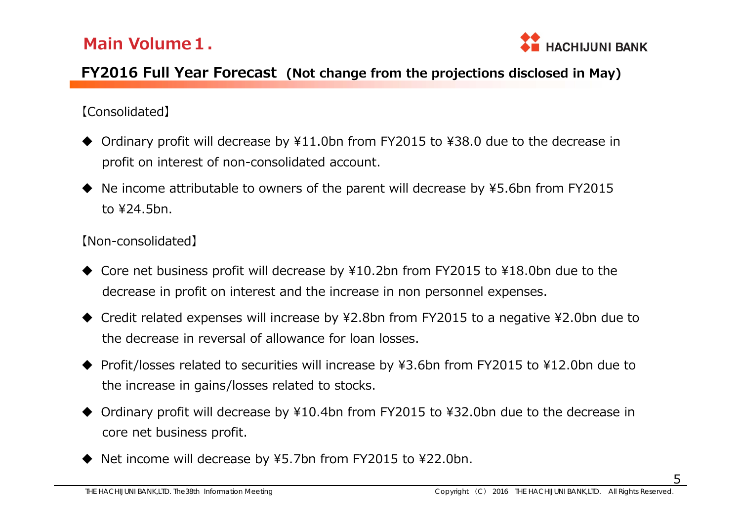# Main Volume１.

## FY2016 Full Year Forecast (Not change from the projections disclosed in May)

【Consolidated】

- Ordinary profit will decrease by ¥11.0bn from FY2015 to ¥38.0 due to the decrease in profit on interest of non-consolidated account.
- Ne income attributable to owners of the parent will decrease by ¥5.6bn from FY2015 to ¥24.5bn.

【Non-consolidated】

- Core net business profit will decrease by ¥10.2bn from FY2015 to ¥18.0bn due to the decrease in profit on interest and the increase in non personnel expenses.
- Credit related expenses will increase by ¥2.8bn from FY2015 to a negative ¥2.0bn due to the decrease in reversal of allowance for loan losses.
- Profit/losses related to securities will increase by ¥3.6bn from FY2015 to ¥12.0bn due to the increase in gains/losses related to stocks.
- Ordinary profit will decrease by ¥10.4bn from FY2015 to ¥32.0bn due to the decrease in core net business profit.
- Net income will decrease by ¥5.7bn from FY2015 to ¥22.0bn.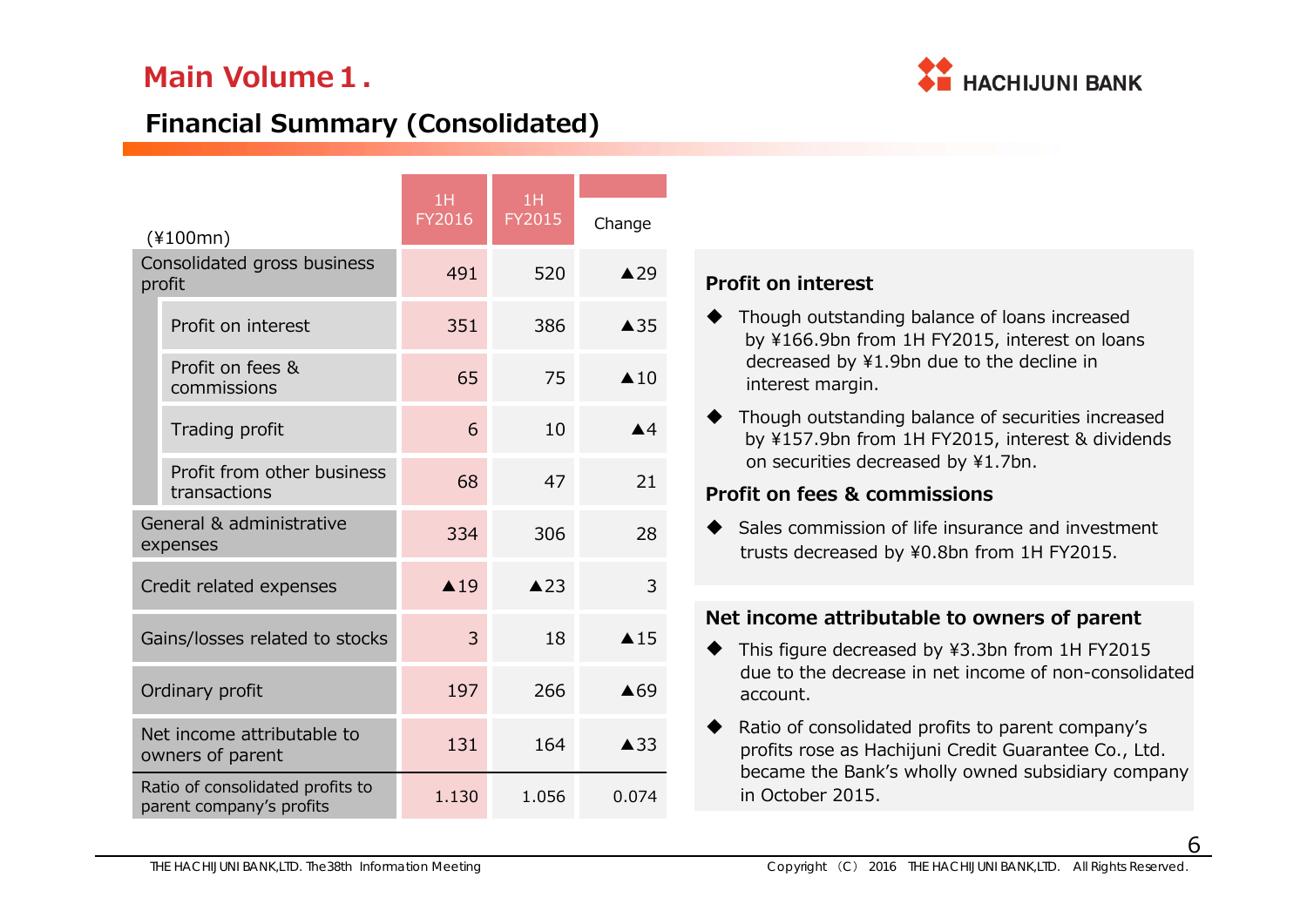# Main Volume 1.

## Financial Summary (Consolidated)

| (¥100mn) | 1H FY2016 | 1H FY2015 | Change |
|---|---|---|---|
| Consolidated gross business profit | 491 | 520 | ▲29 |
| Profit on interest | 351 | 386 | ▲35 |
| Profit on fees & commissions | 65 | 75 | ▲10 |
| Trading profit | 6 | 10 | ▲4 |
| Profit from other business transactions | 68 | 47 | 21 |
| General & administrative expenses | 334 | 306 | 28 |
| Credit related expenses | ▲19 | ▲23 | 3 |
| Gains/losses related to stocks | 3 | 18 | ▲15 |
| Ordinary profit | 197 | 266 | ▲69 |
| Net income attributable to owners of parent | 131 | 164 | ▲33 |
| Ratio of consolidated profits to parent company's profits | 1.130 | 1.056 | 0.074 |

**Profit on interest**

- Though outstanding balance of loans increased by ¥166.9bn from 1H FY2015, interest on loans decreased by ¥1.9bn due to the decline in interest margin.
- Though outstanding balance of securities increased by ¥157.9bn from 1H FY2015, interest & dividends on securities decreased by ¥1.7bn.

**Profit on fees & commissions**

- Sales commission of life insurance and investment trusts decreased by ¥0.8bn from 1H FY2015.

**Net income attributable to owners of parent**

- This figure decreased by ¥3.3bn from 1H FY2015 due to the decrease in net income of non-consolidated account.
- Ratio of consolidated profits to parent company's profits rose as Hachijuni Credit Guarantee Co., Ltd. became the Bank's wholly owned subsidiary company in October 2015.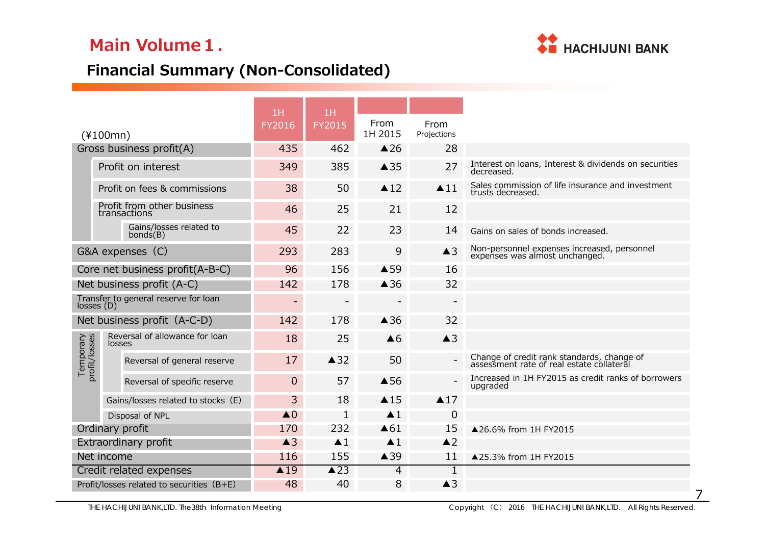# Main Volume 1.

## Financial Summary (Non-Consolidated)

| (¥100mn) | | | 1H FY2016 | 1H FY2015 | From 1H 2015 | From Projections | |
|---|---|---|---|---|---|---|---|
| Gross business profit(A) | | | 435 | 462 | ▲26 | 28 | |
| | Profit on interest | | 349 | 385 | ▲35 | 27 | Interest on loans, Interest & dividends on securities decreased. |
| | Profit on fees & commissions | | 38 | 50 | ▲12 | ▲11 | Sales commission of life insurance and investment trusts decreased. |
| | Profit from other business transactions | | 46 | 25 | 21 | 12 | |
| | | Gains/losses related to bonds(B) | 45 | 22 | 23 | 14 | Gains on sales of bonds increased. |
| G&A expenses (C) | | | 293 | 283 | 9 | ▲3 | Non-personnel expenses increased, personnel expenses was almost unchanged. |
| Core net business profit(A-B-C) | | | 96 | 156 | ▲59 | 16 | |
| Net business profit (A-C) | | | 142 | 178 | ▲36 | 32 | |
| Transfer to general reserve for loan losses (D) | | | - | - | - | - | |
| Net business profit (A-C-D) | | | 142 | 178 | ▲36 | 32 | |
| Temporary profit/losses | Reversal of allowance for loan losses | | 18 | 25 | ▲6 | ▲3 | |
| | | Reversal of general reserve | 17 | ▲32 | 50 | - | Change of credit rank standards, change of assessment rate of real estate collateral |
| | | Reversal of specific reserve | 0 | 57 | ▲56 | - | Increased in 1H FY2015 as credit ranks of borrowers upgraded |
| | Gains/losses related to stocks (E) | | 3 | 18 | ▲15 | ▲17 | |
| | Disposal of NPL | | ▲0 | 1 | ▲1 | 0 | |
| Ordinary profit | | | 170 | 232 | ▲61 | 15 | ▲26.6% from 1H FY2015 |
| Extraordinary profit | | | ▲3 | ▲1 | ▲1 | ▲2 | |
| Net income | | | 116 | 155 | ▲39 | 11 | ▲25.3% from 1H FY2015 |
| Credit related expenses | | | ▲19 | ▲23 | 4 | 1 | |
| Profit/losses related to securities (B+E) | | | 48 | 40 | 8 | ▲3 | |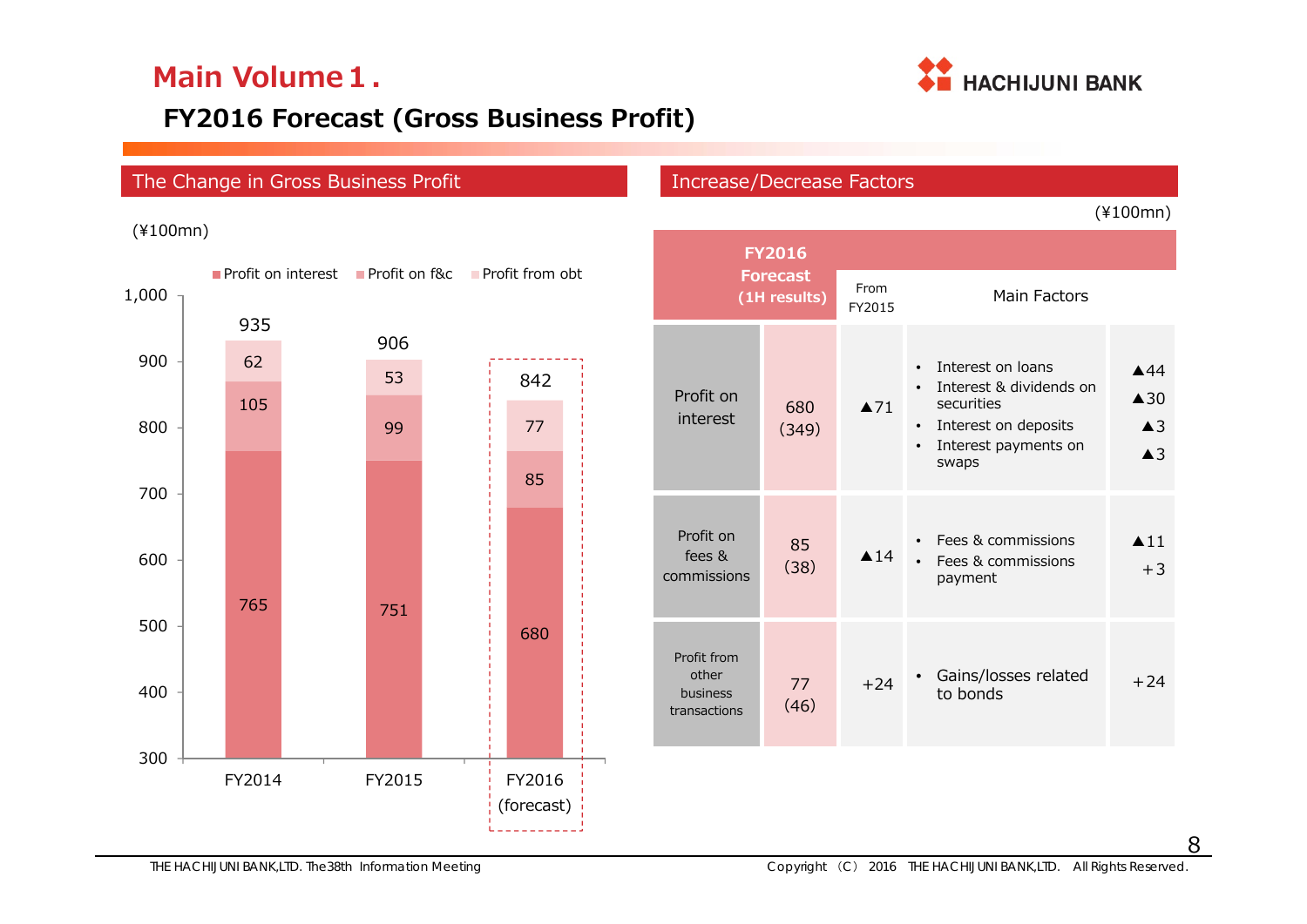# Main Volume 1.

## FY2016 Forecast (Gross Business Profit)

### The Change in Gross Business Profit

(¥100mn)

| | FY2014 | FY2015 | FY2016 (forecast) |
|---|---|---|---|
| Profit on interest | 765 | 751 | 680 |
| Profit on f&c | 105 | 99 | 85 |
| Profit from obt | 62 | 53 | 77 |
| Total | 935 | 906 | 842 |

### Increase/Decrease Factors

(¥100mn)

| | FY2016 Forecast (1H results) | From FY2015 | Main Factors | |
|---|---|---|---|---|
| Profit on interest | 680 (349) | ▲71 | • Interest on loans | ▲44 |
| | | | • Interest & dividends on securities | ▲30 |
| | | | • Interest on deposits | ▲3 |
| | | | • Interest payments on swaps | ▲3 |
| Profit on fees & commissions | 85 (38) | ▲14 | • Fees & commissions | ▲11 |
| | | | • Fees & commissions payment | +3 |
| Profit from other business transactions | 77 (46) | +24 | • Gains/losses related to bonds | +24 |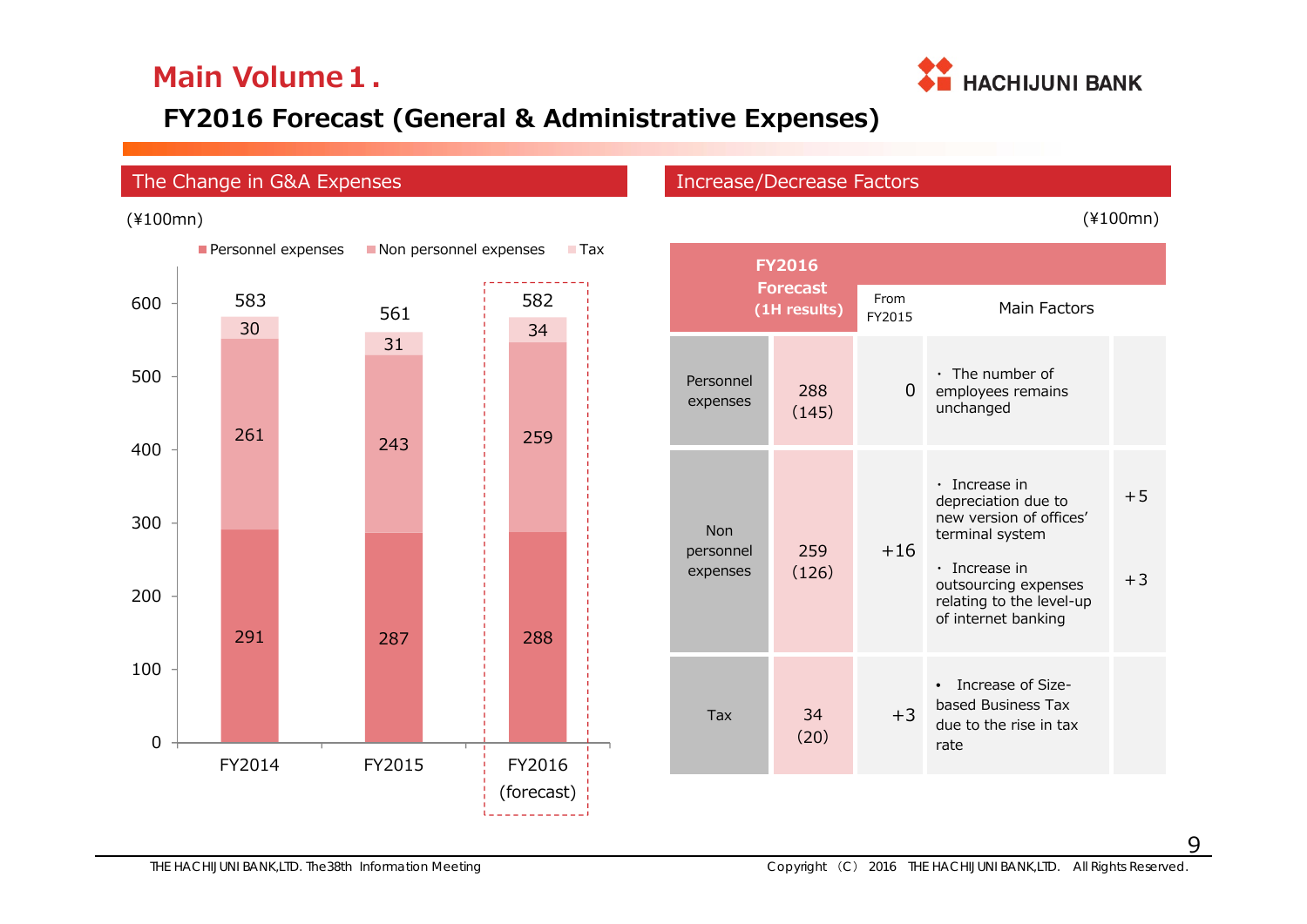# Main Volume 1.

## FY2016 Forecast (General & Administrative Expenses)

### The Change in G&A Expenses

(¥100mn)

| | FY2014 | FY2015 | FY2016 (forecast) |
|---|---|---|---|
| Personnel expenses | 291 | 287 | 288 |
| Non personnel expenses | 261 | 243 | 259 |
| Tax | 30 | 31 | 34 |
| Total | 583 | 561 | 582 |

### Increase/Decrease Factors

(¥100mn)

| | FY2016 Forecast (1H results) | From FY2015 | Main Factors | |
|---|---|---|---|---|
| Personnel expenses | 288 (145) | 0 | ・ The number of employees remains unchanged | |
| Non personnel expenses | 259 (126) | +16 | ・ Increase in depreciation due to new version of offices' terminal system | +5 |
| | | | ・ Increase in outsourcing expenses relating to the level-up of internet banking | +3 |
| Tax | 34 (20) | +3 | • Increase of Size-based Business Tax due to the rise in tax rate | |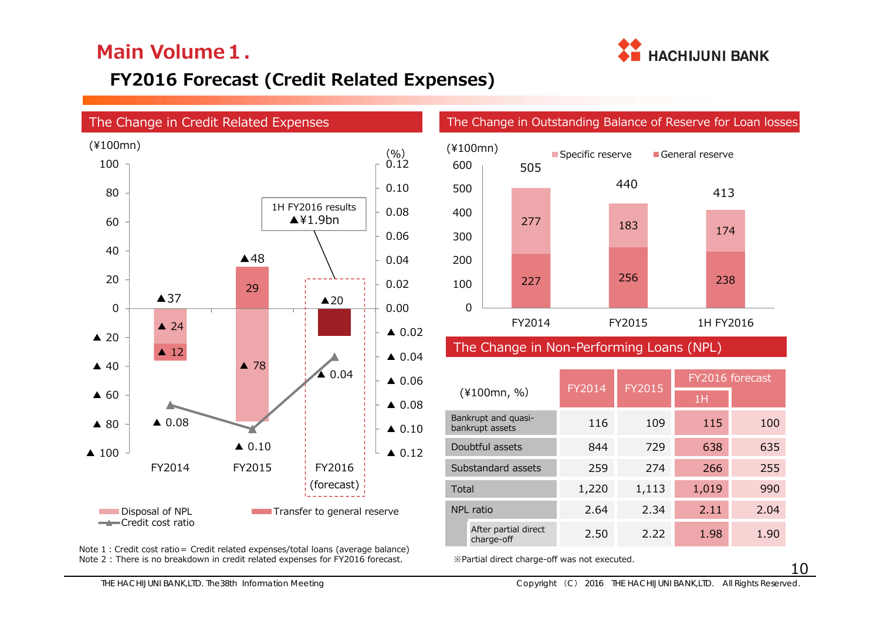# Main Volume 1.

## FY2016 Forecast (Credit Related Expenses)

### The Change in Credit Related Expenses

(¥100mn)

| | FY2014 | FY2015 | FY2016 (forecast) |
|---|---|---|---|
| Total | ▲37 | ▲48 | ▲20 |
| Transfer to general reserve | ▲ 12 | 29 | |
| Disposal of NPL | ▲ 24 | ▲ 78 | |
| Credit cost ratio (%) | ▲ 0.08 | ▲ 0.10 | ▲ 0.04 |

1H FY2016 results ▲¥1.9bn

Note 1 : Credit cost ratio= Credit related expenses/total loans (average balance)
Note 2 : There is no breakdown in credit related expenses for FY2016 forecast.

### The Change in Outstanding Balance of Reserve for Loan losses

(¥100mn)

| | FY2014 | FY2015 | 1H FY2016 |
|---|---|---|---|
| Specific reserve | 277 | 183 | 174 |
| General reserve | 227 | 256 | 238 |
| Total | 505 | 440 | 413 |

### The Change in Non-Performing Loans (NPL)

| (¥100mn, %) | FY2014 | FY2015 | FY2016 forecast | |
|---|---|---|---|---|
| | | | 1H | |
| Bankrupt and quasi-bankrupt assets | 116 | 109 | 115 | 100 |
| Doubtful assets | 844 | 729 | 638 | 635 |
| Substandard assets | 259 | 274 | 266 | 255 |
| Total | 1,220 | 1,113 | 1,019 | 990 |
| NPL ratio | 2.64 | 2.34 | 2.11 | 2.04 |
| After partial direct charge-off | 2.50 | 2.22 | 1.98 | 1.90 |

※Partial direct charge-off was not executed.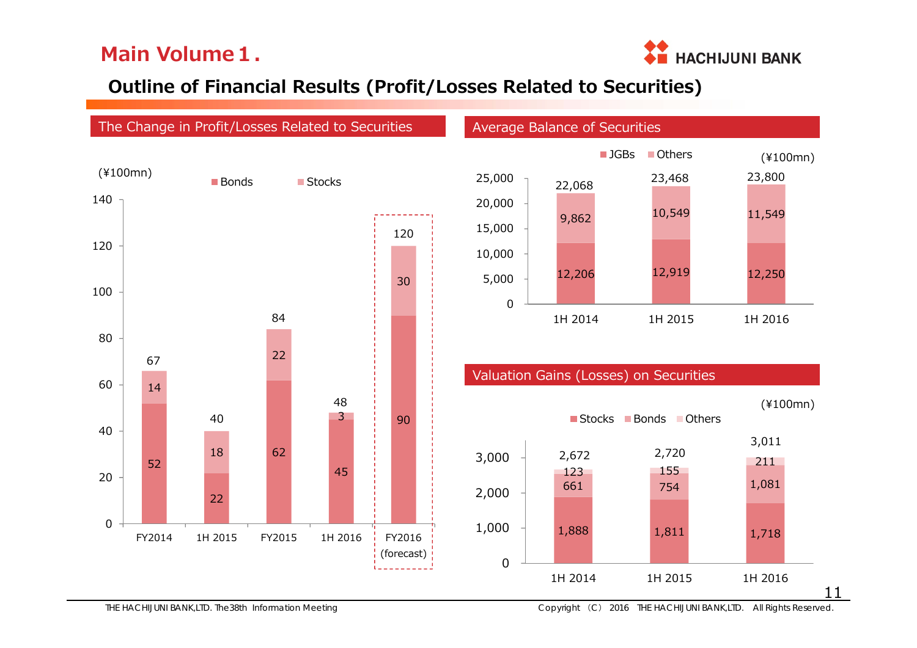# Main Volume 1.

## Outline of Financial Results (Profit/Losses Related to Securities)

### The Change in Profit/Losses Related to Securities

(¥100mn)

| | FY2014 | 1H 2015 | FY2015 | 1H 2016 | FY2016 (forecast) |
|---|---|---|---|---|---|
| Bonds | 52 | 22 | 62 | 45 | 90 |
| Stocks | 14 | 18 | 22 | 3 | 30 |
| Total | 67 | 40 | 84 | 48 | 120 |

### Average Balance of Securities

(¥100mn)

| | 1H 2014 | 1H 2015 | 1H 2016 |
|---|---|---|---|
| JGBs | 12,206 | 12,919 | 12,250 |
| Others | 9,862 | 10,549 | 11,549 |
| Total | 22,068 | 23,468 | 23,800 |

### Valuation Gains (Losses) on Securities

(¥100mn)

| | 1H 2014 | 1H 2015 | 1H 2016 |
|---|---|---|---|
| Stocks | 1,888 | 1,811 | 1,718 |
| Bonds | 661 | 754 | 1,081 |
| Others | 123 | 155 | 211 |
| Total | 2,672 | 2,720 | 3,011 |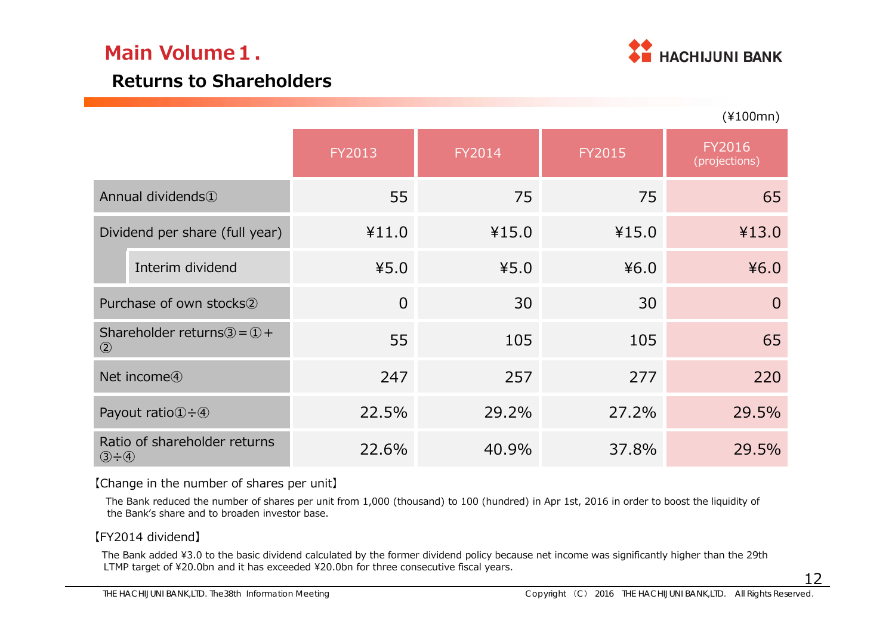# Main Volume１.

## Returns to Shareholders

(¥100mn)

| | FY2013 | FY2014 | FY2015 | FY2016 (projections) |
|---|---|---|---|---|
| Annual dividends① | 55 | 75 | 75 | 65 |
| Dividend per share (full year) | ¥11.0 | ¥15.0 | ¥15.0 | ¥13.0 |
| Interim dividend | ¥5.0 | ¥5.0 | ¥6.0 | ¥6.0 |
| Purchase of own stocks② | 0 | 30 | 30 | 0 |
| Shareholder returns③＝①＋② | 55 | 105 | 105 | 65 |
| Net income④ | 247 | 257 | 277 | 220 |
| Payout ratio①÷④ | 22.5% | 29.2% | 27.2% | 29.5% |
| Ratio of shareholder returns ③÷④ | 22.6% | 40.9% | 37.8% | 29.5% |

【Change in the number of shares per unit】

The Bank reduced the number of shares per unit from 1,000 (thousand) to 100 (hundred) in Apr 1st, 2016 in order to boost the liquidity of the Bank's share and to broaden investor base.

【FY2014 dividend】

The Bank added ¥3.0 to the basic dividend calculated by the former dividend policy because net income was significantly higher than the 29th LTMP target of ¥20.0bn and it has exceeded ¥20.0bn for three consecutive fiscal years.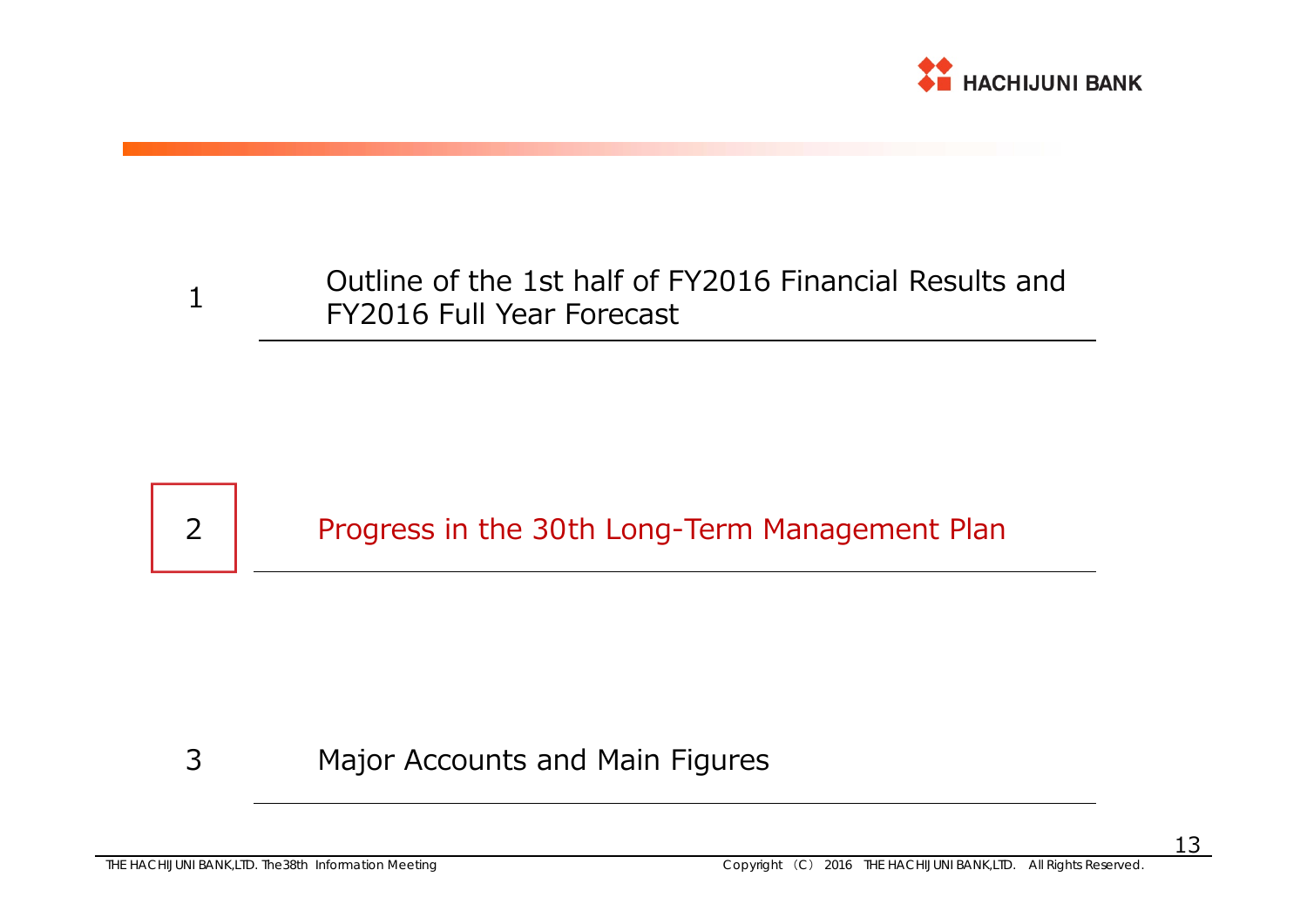1 Outline of the 1st half of FY2016 Financial Results and FY2016 Full Year Forecast

2 Progress in the 30th Long-Term Management Plan

3 Major Accounts and Main Figures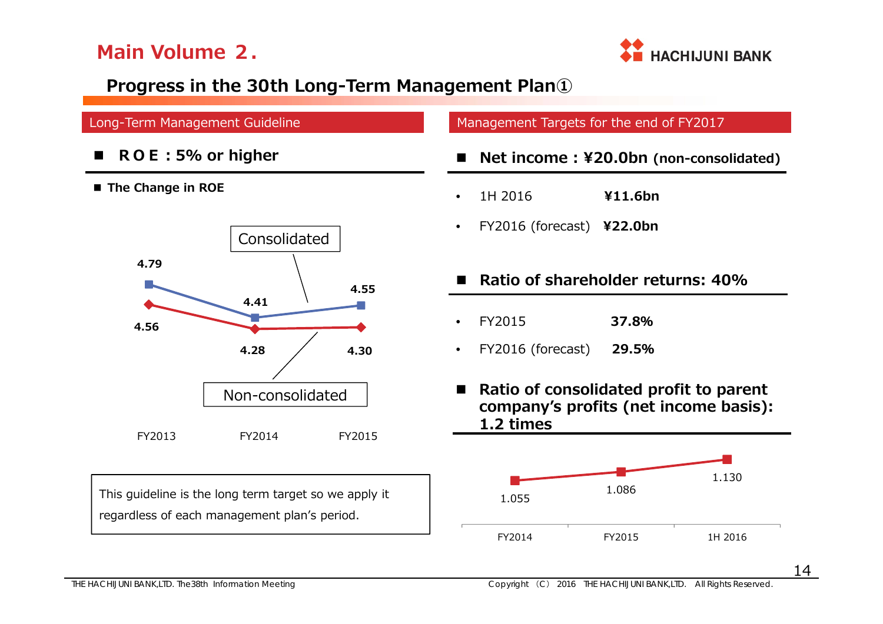# Main Volume 2.

## Progress in the 30th Long-Term Management Plan①

### Long-Term Management Guideline

■ **ROE : 5% or higher**

■ **The Change in ROE**

| | FY2013 | FY2014 | FY2015 |
|---|---|---|---|
| Consolidated | 4.79 | 4.41 | 4.55 |
| Non-consolidated | 4.56 | 4.28 | 4.30 |

This guideline is the long term target so we apply it regardless of each management plan's period.

### Management Targets for the end of FY2017

■ **Net income : ¥20.0bn (non-consolidated)**

- 1H 2016 **¥11.6bn**
- FY2016 (forecast) **¥22.0bn**

■ **Ratio of shareholder returns: 40%**

- FY2015 **37.8%**
- FY2016 (forecast) **29.5%**

■ **Ratio of consolidated profit to parent company's profits (net income basis): 1.2 times**

| FY2014 | FY2015 | 1H 2016 |
|---|---|---|
| 1.055 | 1.086 | 1.130 |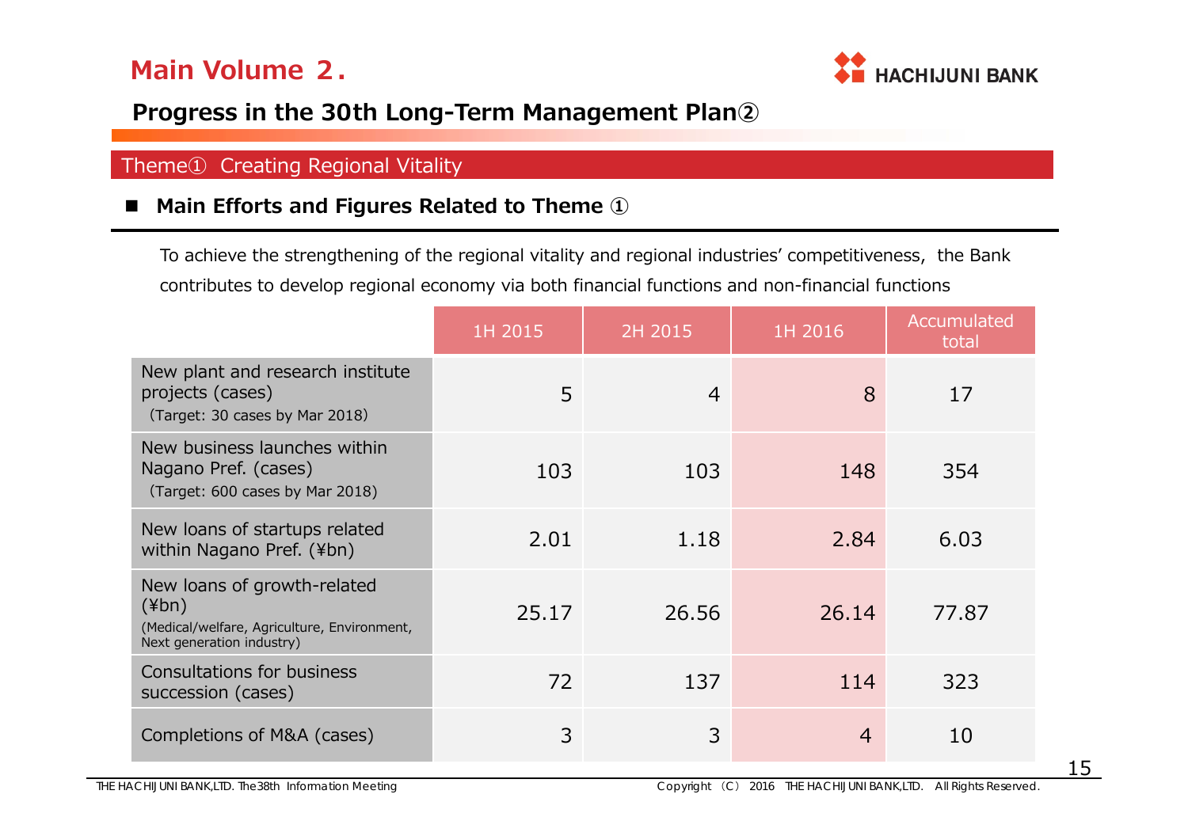# Main Volume 2.

## Progress in the 30th Long-Term Management Plan②

### Theme① Creating Regional Vitality

■ **Main Efforts and Figures Related to Theme ①**

To achieve the strengthening of the regional vitality and regional industries' competitiveness, the Bank contributes to develop regional economy via both financial functions and non-financial functions

| | 1H 2015 | 2H 2015 | 1H 2016 | Accumulated total |
|---|---|---|---|---|
| New plant and research institute projects (cases) (Target: 30 cases by Mar 2018) | 5 | 4 | 8 | 17 |
| New business launches within Nagano Pref. (cases) (Target: 600 cases by Mar 2018) | 103 | 103 | 148 | 354 |
| New loans of startups related within Nagano Pref. (¥bn) | 2.01 | 1.18 | 2.84 | 6.03 |
| New loans of growth-related (¥bn) (Medical/welfare, Agriculture, Environment, Next generation industry) | 25.17 | 26.56 | 26.14 | 77.87 |
| Consultations for business succession (cases) | 72 | 137 | 114 | 323 |
| Completions of M&A (cases) | 3 | 3 | 4 | 10 |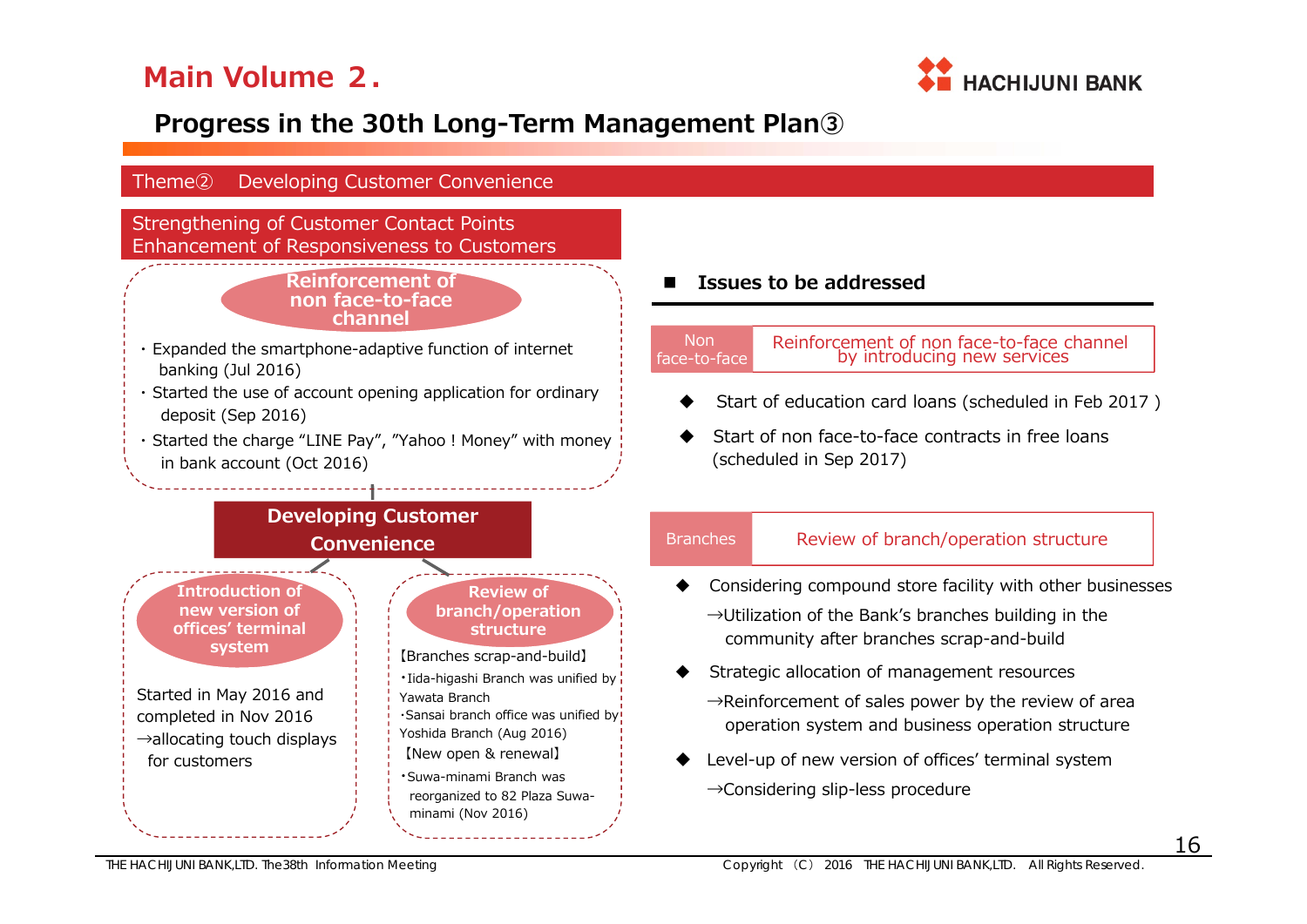# Main Volume 2.

## Progress in the 30th Long-Term Management Plan③

### Theme② Developing Customer Convenience

**Strengthening of Customer Contact Points**
**Enhancement of Responsiveness to Customers**

#### Reinforcement of non face-to-face channel

- Expanded the smartphone-adaptive function of internet banking (Jul 2016)
- Started the use of account opening application for ordinary deposit (Sep 2016)
- Started the charge "LINE Pay", "Yahoo ! Money" with money in bank account (Oct 2016)

#### Developing Customer Convenience

#### Introduction of new version of offices' terminal system

Started in May 2016 and completed in Nov 2016
→allocating touch displays for customers

#### Review of branch/operation structure

【Branches scrap-and-build】
- Iida-higashi Branch was unified by Yawata Branch
- Sansai branch office was unified by Yoshida Branch (Aug 2016)

【New open & renewal】
- Suwa-minami Branch was reorganized to 82 Plaza Suwa-minami (Nov 2016)

### ■ Issues to be addressed

| Non face-to-face | Reinforcement of non face-to-face channel by introducing new services |
|---|---|

- ◆ Start of education card loans (scheduled in Feb 2017 )
- ◆ Start of non face-to-face contracts in free loans (scheduled in Sep 2017)

| Branches | Review of branch/operation structure |
|---|---|

- ◆ Considering compound store facility with other businesses
  →Utilization of the Bank's branches building in the community after branches scrap-and-build
- ◆ Strategic allocation of management resources
  →Reinforcement of sales power by the review of area operation system and business operation structure
- ◆ Level-up of new version of offices' terminal system
  →Considering slip-less procedure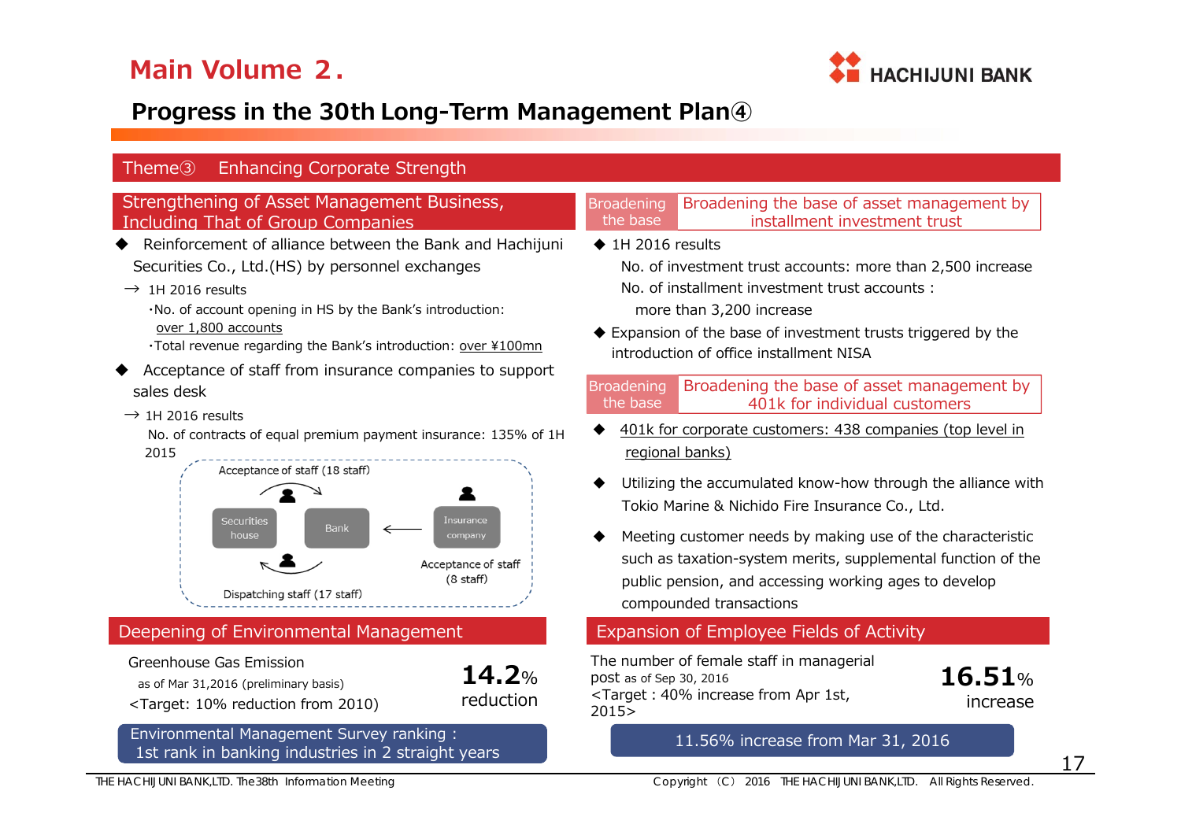# Main Volume 2.

## Progress in the 30th Long-Term Management Plan④

### Theme③ Enhancing Corporate Strength

#### Strengthening of Asset Management Business, Including That of Group Companies

- Reinforcement of alliance between the Bank and Hachijuni Securities Co., Ltd.(HS) by personnel exchanges

  → 1H 2016 results

  ・No. of account opening in HS by the Bank's introduction: over 1,800 accounts

  ・Total revenue regarding the Bank's introduction: over ¥100mn

- Acceptance of staff from insurance companies to support sales desk

  → 1H 2016 results

  No. of contracts of equal premium payment insurance: 135% of 1H 2015

Acceptance of staff (18 staff)

Securities house / Bank ← Insurance company

Acceptance of staff (8 staff)

Dispatching staff (17 staff)

#### Broadening the base: Broadening the base of asset management by installment investment trust

- 1H 2016 results

  No. of investment trust accounts: more than 2,500 increase

  No. of installment investment trust accounts : more than 3,200 increase

- Expansion of the base of investment trusts triggered by the introduction of office installment NISA

#### Broadening the base: Broadening the base of asset management by 401k for individual customers

- 401k for corporate customers: 438 companies (top level in regional banks)
- Utilizing the accumulated know-how through the alliance with Tokio Marine & Nichido Fire Insurance Co., Ltd.
- Meeting customer needs by making use of the characteristic such as taxation-system merits, supplemental function of the public pension, and accessing working ages to develop compounded transactions

#### Deepening of Environmental Management

Greenhouse Gas Emission as of Mar 31,2016 (preliminary basis)

<Target: 10% reduction from 2010>

**14.2% reduction**

Environmental Management Survey ranking : 1st rank in banking industries in 2 straight years

#### Expansion of Employee Fields of Activity

The number of female staff in managerial post as of Sep 30, 2016

<Target : 40% increase from Apr 1st, 2015>

**16.51% increase**

11.56% increase from Mar 31, 2016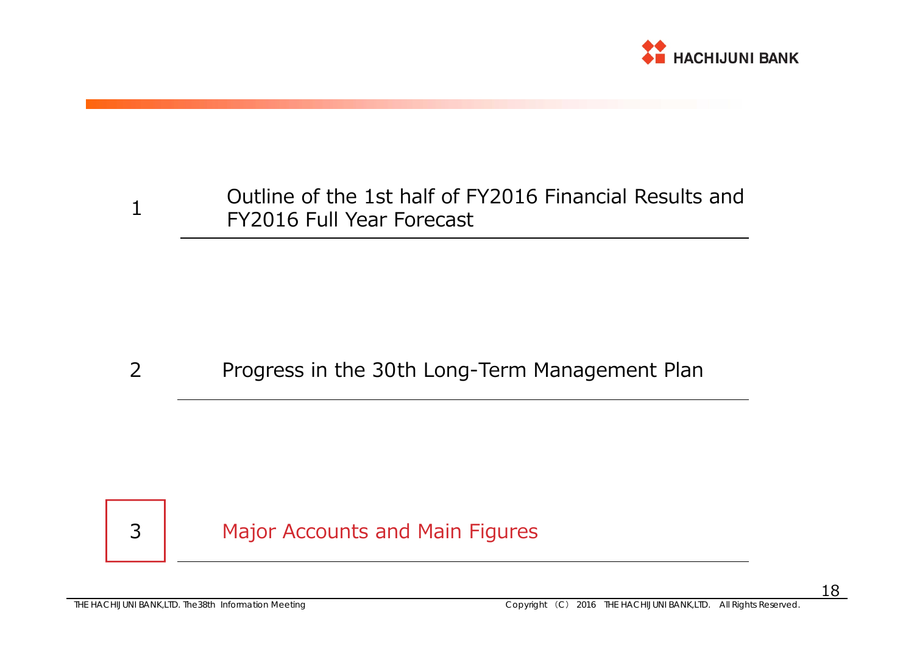1 Outline of the 1st half of FY2016 Financial Results and FY2016 Full Year Forecast

2 Progress in the 30th Long-Term Management Plan

3 Major Accounts and Main Figures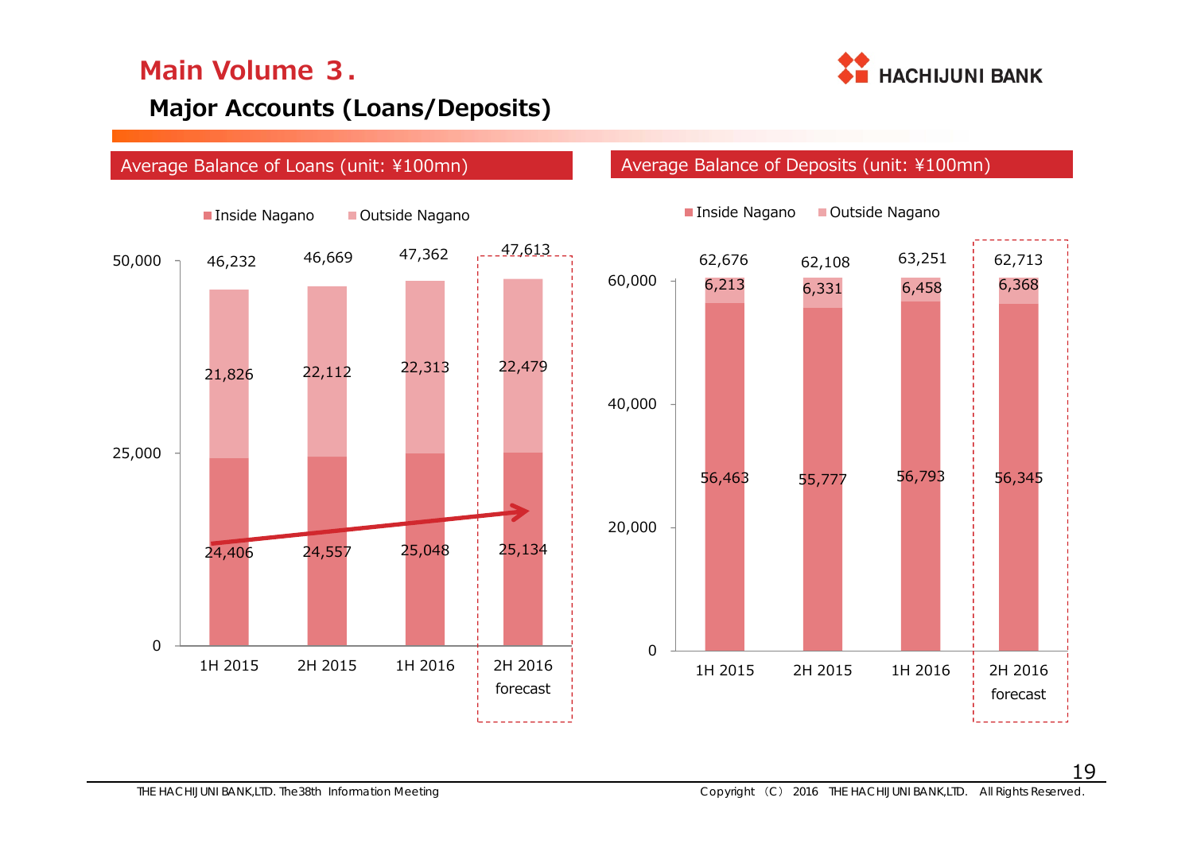# Main Volume 3.

## Major Accounts (Loans/Deposits)

### Average Balance of Loans (unit: ¥100mn)

| | 1H 2015 | 2H 2015 | 1H 2016 | 2H 2016 forecast |
|---|---|---|---|---|
| Inside Nagano | 24,406 | 24,557 | 25,048 | 25,134 |
| Outside Nagano | 21,826 | 22,112 | 22,313 | 22,479 |
| Total | 46,232 | 46,669 | 47,362 | 47,613 |

### Average Balance of Deposits (unit: ¥100mn)

| | 1H 2015 | 2H 2015 | 1H 2016 | 2H 2016 forecast |
|---|---|---|---|---|
| Inside Nagano | 56,463 | 55,777 | 56,793 | 56,345 |
| Outside Nagano | 6,213 | 6,331 | 6,458 | 6,368 |
| Total | 62,676 | 62,108 | 63,251 | 62,713 |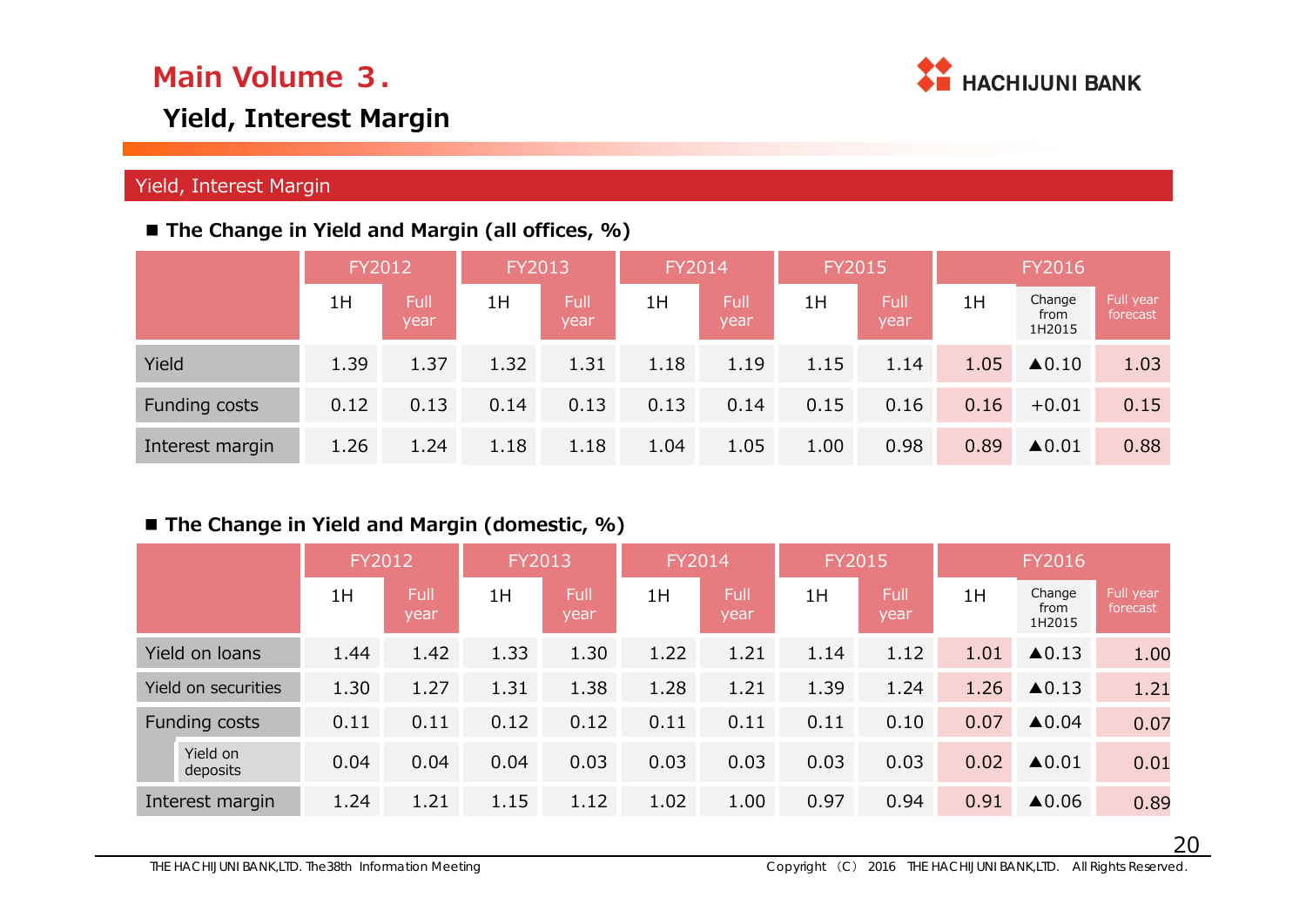# Main Volume 3.

## Yield, Interest Margin

### Yield, Interest Margin

■ **The Change in Yield and Margin (all offices, %)**

| | FY2012 | | FY2013 | | FY2014 | | FY2015 | | FY2016 | | |
|---|---|---|---|---|---|---|---|---|---|---|---|
| | 1H | Full year | 1H | Full year | 1H | Full year | 1H | Full year | 1H | Change from 1H2015 | Full year forecast |
| Yield | 1.39 | 1.37 | 1.32 | 1.31 | 1.18 | 1.19 | 1.15 | 1.14 | 1.05 | ▲0.10 | 1.03 |
| Funding costs | 0.12 | 0.13 | 0.14 | 0.13 | 0.13 | 0.14 | 0.15 | 0.16 | 0.16 | +0.01 | 0.15 |
| Interest margin | 1.26 | 1.24 | 1.18 | 1.18 | 1.04 | 1.05 | 1.00 | 0.98 | 0.89 | ▲0.01 | 0.88 |

■ **The Change in Yield and Margin (domestic, %)**

| | FY2012 | | FY2013 | | FY2014 | | FY2015 | | FY2016 | | |
|---|---|---|---|---|---|---|---|---|---|---|---|
| | 1H | Full year | 1H | Full year | 1H | Full year | 1H | Full year | 1H | Change from 1H2015 | Full year forecast |
| Yield on loans | 1.44 | 1.42 | 1.33 | 1.30 | 1.22 | 1.21 | 1.14 | 1.12 | 1.01 | ▲0.13 | 1.00 |
| Yield on securities | 1.30 | 1.27 | 1.31 | 1.38 | 1.28 | 1.21 | 1.39 | 1.24 | 1.26 | ▲0.13 | 1.21 |
| Funding costs | 0.11 | 0.11 | 0.12 | 0.12 | 0.11 | 0.11 | 0.11 | 0.10 | 0.07 | ▲0.04 | 0.07 |
| Yield on deposits | 0.04 | 0.04 | 0.04 | 0.03 | 0.03 | 0.03 | 0.03 | 0.03 | 0.02 | ▲0.01 | 0.01 |
| Interest margin | 1.24 | 1.21 | 1.15 | 1.12 | 1.02 | 1.00 | 0.97 | 0.94 | 0.91 | ▲0.06 | 0.89 |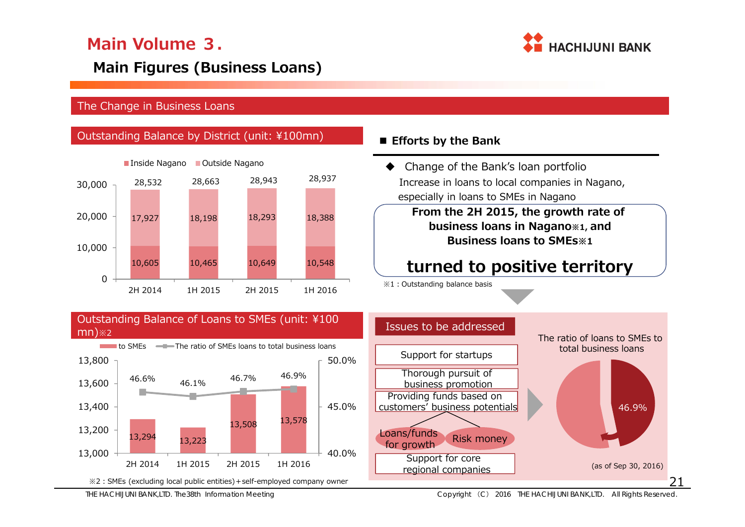# Main Volume 3.

## Main Figures (Business Loans)

### The Change in Business Loans

#### Outstanding Balance by District (unit: ¥100mn)

| | 2H 2014 | 1H 2015 | 2H 2015 | 1H 2016 |
|---|---|---|---|---|
| Inside Nagano | 10,605 | 10,465 | 10,649 | 10,548 |
| Outside Nagano | 17,927 | 18,198 | 18,293 | 18,388 |
| Total | 28,532 | 28,663 | 28,943 | 28,937 |

#### Outstanding Balance of Loans to SMEs (unit: ¥100 mn)※2

| | 2H 2014 | 1H 2015 | 2H 2015 | 1H 2016 |
|---|---|---|---|---|
| to SMEs | 13,294 | 13,223 | 13,508 | 13,578 |
| The ratio of SMEs loans to total business loans | 46.6% | 46.1% | 46.7% | 46.9% |

※2 : SMEs (excluding local public entities)＋self-employed company owner

**■ Efforts by the Bank**

◆ Change of the Bank's loan portfolio

Increase in loans to local companies in Nagano, especially in loans to SMEs in Nagano

**From the 2H 2015, the growth rate of business loans in Nagano※1, and Business loans to SMEs※1**

**turned to positive territory**

※1 : Outstanding balance basis

**Issues to be addressed**

- Support for startups
- Thorough pursuit of business promotion
- Providing funds based on customers' business potentials
  - Loans/funds for growth
  - Risk money
- Support for core regional companies

The ratio of loans to SMEs to total business loans: 46.9%

(as of Sep 30, 2016)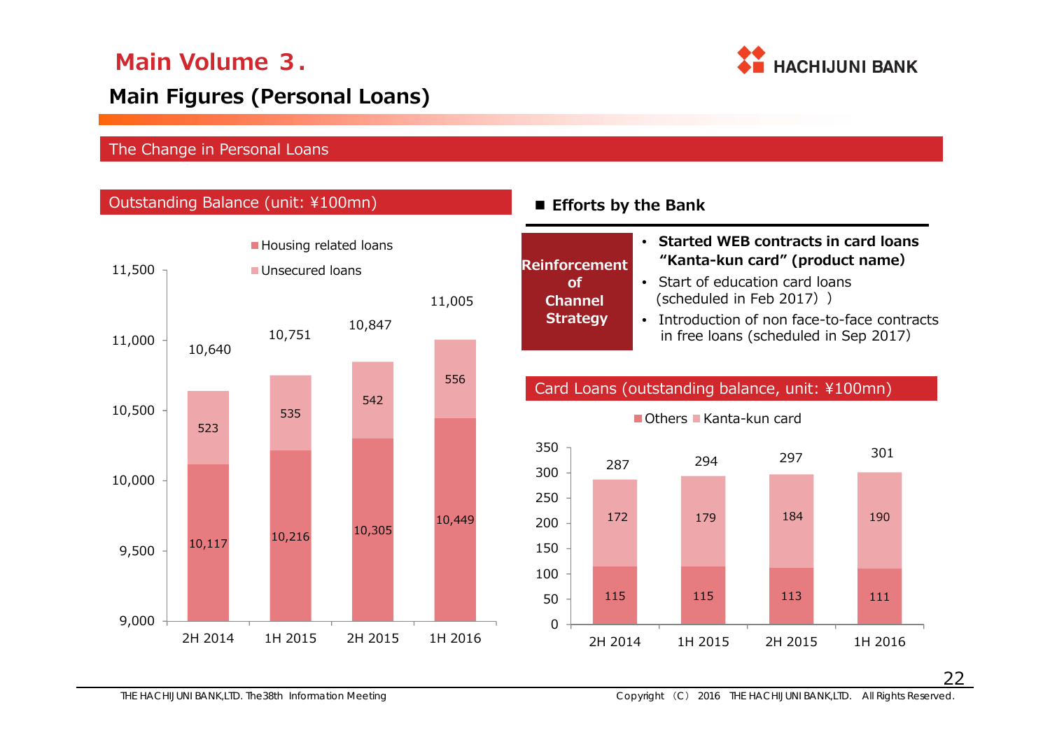# Main Volume 3.

## Main Figures (Personal Loans)

### The Change in Personal Loans

#### Outstanding Balance (unit: ¥100mn)

|  | 2H 2014 | 1H 2015 | 2H 2015 | 1H 2016 |
|---|---|---|---|---|
| Housing related loans | 10,117 | 10,216 | 10,305 | 10,449 |
| Unsecured loans | 523 | 535 | 542 | 556 |
| Total | 10,640 | 10,751 | 10,847 | 11,005 |

#### ■ Efforts by the Bank

**Reinforcement of Channel Strategy**

- **Started WEB contracts in card loans "Kanta-kun card" (product name)**
- Start of education card loans (scheduled in Feb 2017) )
- Introduction of non face-to-face contracts in free loans (scheduled in Sep 2017)

#### Card Loans (outstanding balance, unit: ¥100mn)

|  | 2H 2014 | 1H 2015 | 2H 2015 | 1H 2016 |
|---|---|---|---|---|
| Others | 115 | 115 | 113 | 111 |
| Kanta-kun card | 172 | 179 | 184 | 190 |
| Total | 287 | 294 | 297 | 301 |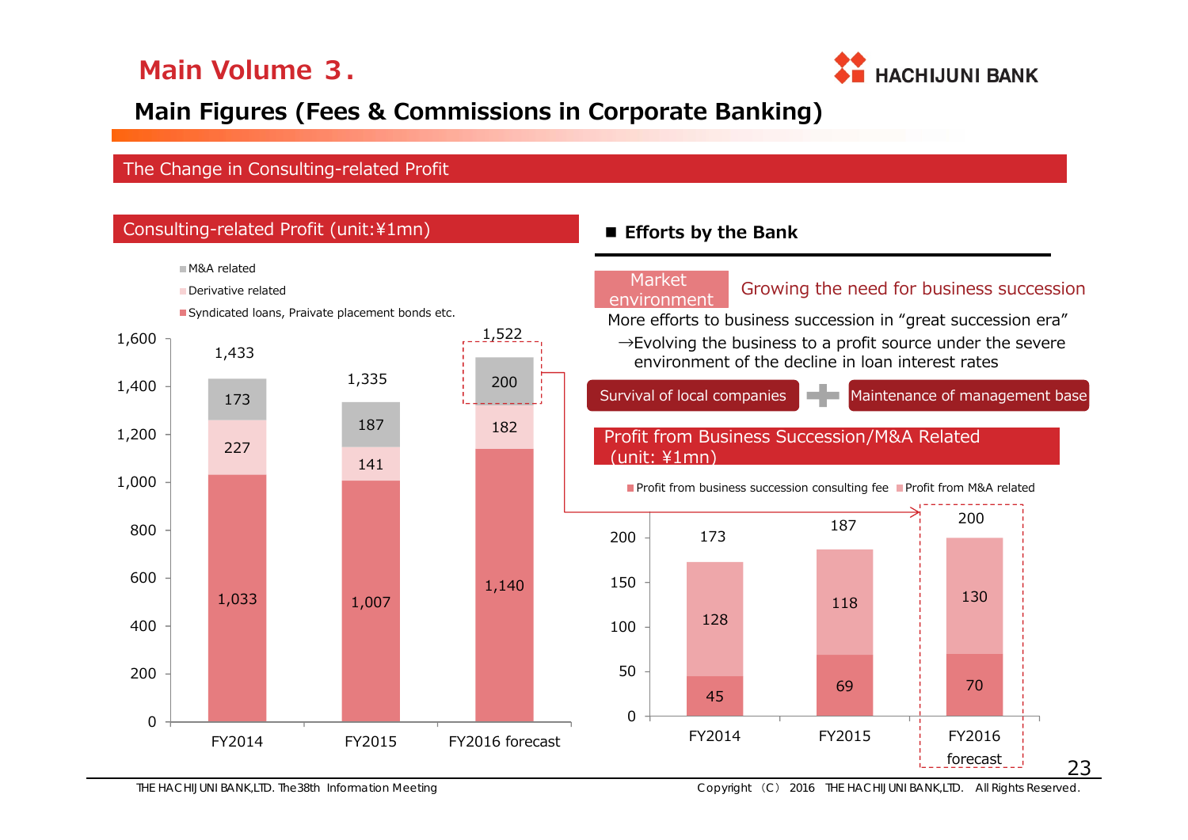# Main Volume 3.

## Main Figures (Fees & Commissions in Corporate Banking)

### The Change in Consulting-related Profit

#### Consulting-related Profit (unit:¥1mn)

| | FY2014 | FY2015 | FY2016 forecast |
|---|---|---|---|
| M&A related | 173 | 187 | 200 |
| Derivative related | 227 | 141 | 182 |
| Syndicated loans, Praivate placement bonds etc. | 1,033 | 1,007 | 1,140 |
| Total | 1,433 | 1,335 | 1,522 |

#### ■ Efforts by the Bank

**Market environment**: Growing the need for business succession

More efforts to business succession in "great succession era"

→Evolving the business to a profit source under the severe environment of the decline in loan interest rates

Survival of local companies ➕ Maintenance of management base

#### Profit from Business Succession/M&A Related (unit: ¥1mn)

| | FY2014 | FY2015 | FY2016 forecast |
|---|---|---|---|
| Profit from business succession consulting fee | 45 | 69 | 70 |
| Profit from M&A related | 128 | 118 | 130 |
| Total | 173 | 187 | 200 |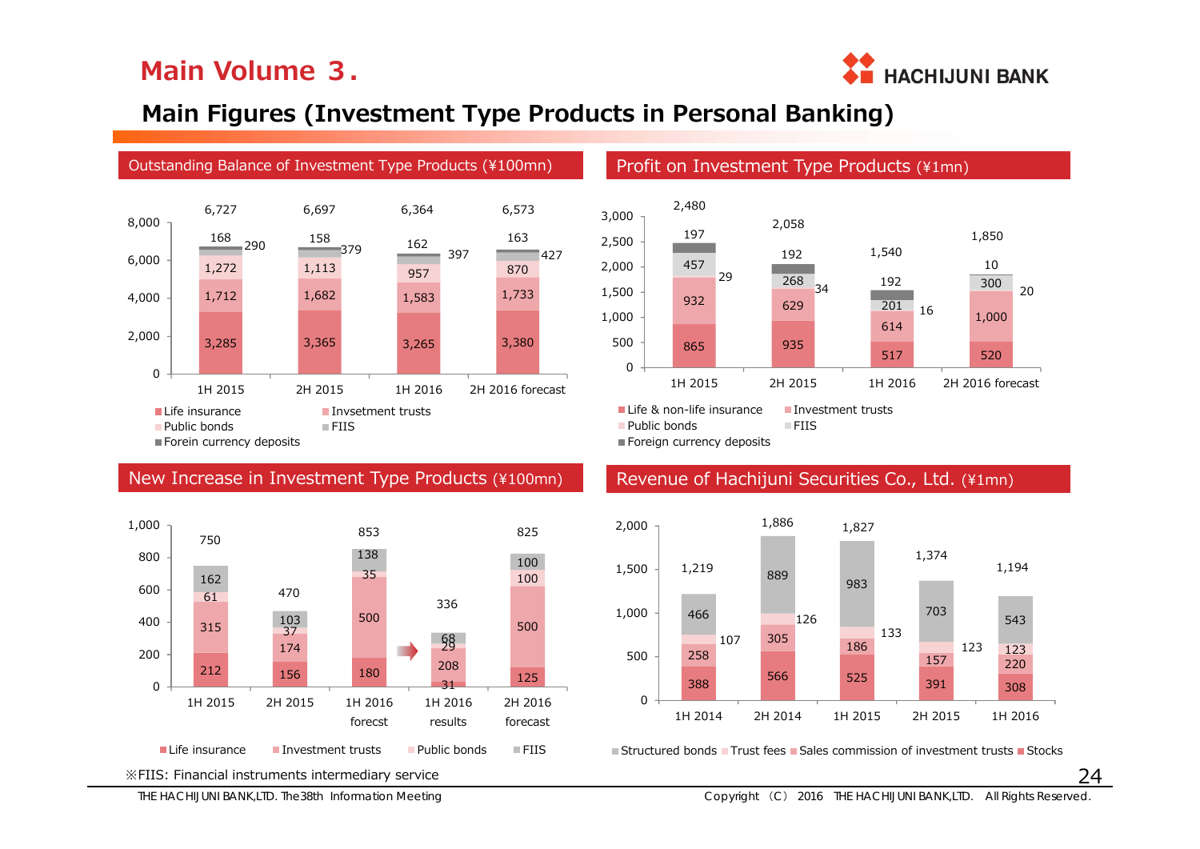## Main Volume 3.

### Main Figures (Investment Type Products in Personal Banking)

#### Outstanding Balance of Investment Type Products (¥100mn)

| | 1H 2015 | 2H 2015 | 1H 2016 | 2H 2016 forecast |
|---|---|---|---|---|
| Life insurance | 3,285 | 3,365 | 3,265 | 3,380 |
| Invsetment trusts | 1,712 | 1,682 | 1,583 | 1,733 |
| Public bonds | 1,272 | 1,113 | 957 | 870 |
| FIIS | 290 | 379 | 397 | 427 |
| Forein currency deposits | 168 | 158 | 162 | 163 |
| Total | 6,727 | 6,697 | 6,364 | 6,573 |

#### Profit on Investment Type Products (¥1mn)

| | 1H 2015 | 2H 2015 | 1H 2016 | 2H 2016 forecast |
|---|---|---|---|---|
| Life & non-life insurance | 865 | 935 | 517 | 520 |
| Investment trusts | 932 | 629 | 614 | 1,000 |
| Public bonds | 29 | 34 | 16 | 20 |
| FIIS | 457 | 268 | 201 | 300 |
| Foreign currency deposits | 197 | 192 | 192 | 10 |
| Total | 2,480 | 2,058 | 1,540 | 1,850 |

#### New Increase in Investment Type Products (¥100mn)

| | 1H 2015 | 2H 2015 | 1H 2016 forecst | 1H 2016 results | 2H 2016 forecast |
|---|---|---|---|---|---|
| Life insurance | 212 | 156 | 180 | 31 | 125 |
| Investment trusts | 315 | 174 | 500 | 208 | 500 |
| Public bonds | 61 | 37 | 35 | 29 | 100 |
| FIIS | 162 | 103 | 138 | 68 | 100 |
| Total | 750 | 470 | 853 | 336 | 825 |

#### Revenue of Hachijuni Securities Co., Ltd. (¥1mn)

| | 1H 2014 | 2H 2014 | 1H 2015 | 2H 2015 | 1H 2016 |
|---|---|---|---|---|---|
| Stocks | 388 | 566 | 525 | 391 | 308 |
| Sales commission of investment trusts | 258 | 305 | 186 | 157 | 220 |
| Trust fees | 107 | 126 | 133 | 123 | 123 |
| Structured bonds | 466 | 889 | 983 | 703 | 543 |
| Total | 1,219 | 1,886 | 1,827 | 1,374 | 1,194 |

※FIIS: Financial instruments intermediary service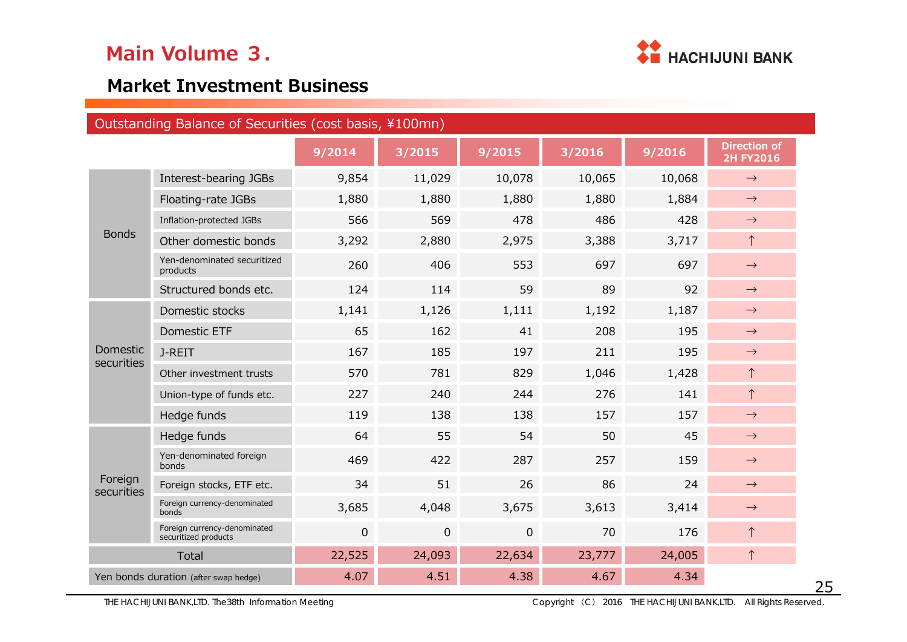# Main Volume 3．

## Market Investment Business

Outstanding Balance of Securities (cost basis, ¥100mn)

| | | 9/2014 | 3/2015 | 9/2015 | 3/2016 | 9/2016 | Direction of 2H FY2016 |
|---|---|---|---|---|---|---|---|
| Bonds | Interest-bearing JGBs | 9,854 | 11,029 | 10,078 | 10,065 | 10,068 | → |
| | Floating-rate JGBs | 1,880 | 1,880 | 1,880 | 1,880 | 1,884 | → |
| | Inflation-protected JGBs | 566 | 569 | 478 | 486 | 428 | → |
| | Other domestic bonds | 3,292 | 2,880 | 2,975 | 3,388 | 3,717 | ↑ |
| | Yen-denominated securitized products | 260 | 406 | 553 | 697 | 697 | → |
| | Structured bonds etc. | 124 | 114 | 59 | 89 | 92 | → |
| Domestic securities | Domestic stocks | 1,141 | 1,126 | 1,111 | 1,192 | 1,187 | → |
| | Domestic ETF | 65 | 162 | 41 | 208 | 195 | → |
| | J-REIT | 167 | 185 | 197 | 211 | 195 | → |
| | Other investment trusts | 570 | 781 | 829 | 1,046 | 1,428 | ↑ |
| | Union-type of funds etc. | 227 | 240 | 244 | 276 | 141 | ↑ |
| | Hedge funds | 119 | 138 | 138 | 157 | 157 | → |
| Foreign securities | Hedge funds | 64 | 55 | 54 | 50 | 45 | → |
| | Yen-denominated foreign bonds | 469 | 422 | 287 | 257 | 159 | → |
| | Foreign stocks, ETF etc. | 34 | 51 | 26 | 86 | 24 | → |
| | Foreign currency-denominated bonds | 3,685 | 4,048 | 3,675 | 3,613 | 3,414 | → |
| | Foreign currency-denominated securitized products | 0 | 0 | 0 | 70 | 176 | ↑ |
| Total | | 22,525 | 24,093 | 22,634 | 23,777 | 24,005 | ↑ |
| Yen bonds duration (after swap hedge) | | 4.07 | 4.51 | 4.38 | 4.67 | 4.34 | |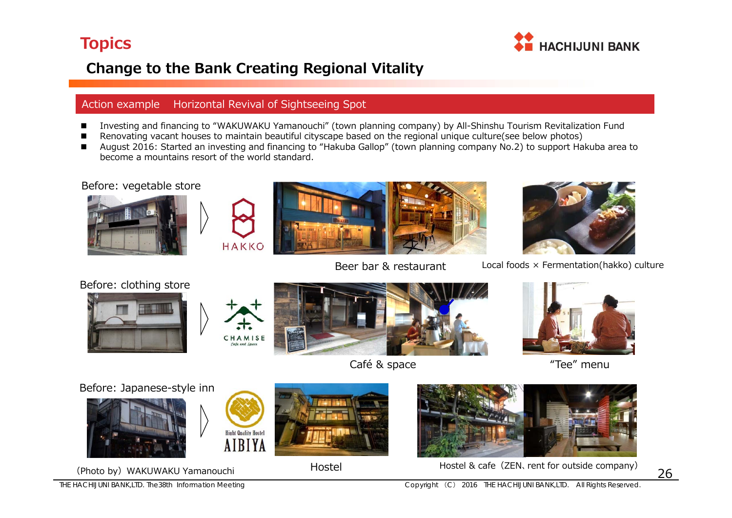# Topics

## Change to the Bank Creating Regional Vitality

**Action example　Horizontal Revival of Sightseeing Spot**

- Investing and financing to "WAKUWAKU Yamanouchi" (town planning company) by All-Shinshu Tourism Revitalization Fund
- Renovating vacant houses to maintain beautiful cityscape based on the regional unique culture(see below photos)
- August 2016: Started an investing and financing to "Hakuba Gallop" (town planning company No.2) to support Hakuba area to become a mountains resort of the world standard.

Before: vegetable store

HAKKO

Beer bar & restaurant

Local foods × Fermentation(hakko) culture

Before: clothing store

CHAMISE
Cafe and Space

Café & space

"Tee" menu

Before: Japanese-style inn

Hight Quality Hostel
AIBIYA

Hostel

Hostel & cafe（ZEN、rent for outside company）

（Photo by）WAKUWAKU Yamanouchi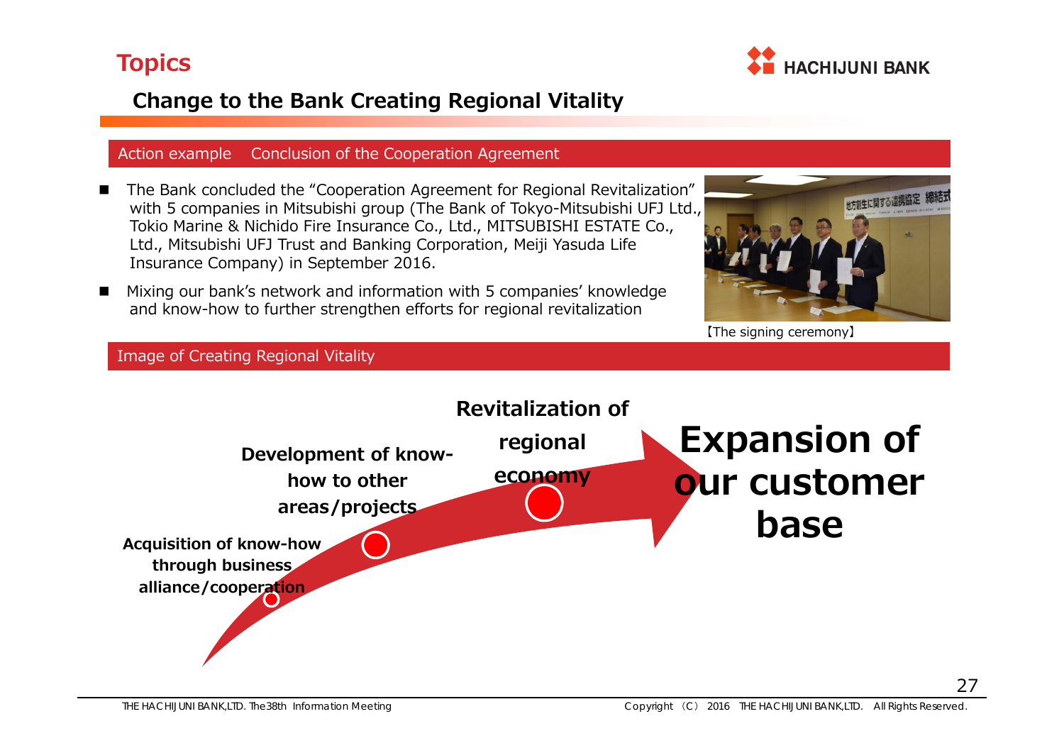# Topics

## Change to the Bank Creating Regional Vitality

### Action example　Conclusion of the Cooperation Agreement

- The Bank concluded the "Cooperation Agreement for Regional Revitalization" with 5 companies in Mitsubishi group (The Bank of Tokyo-Mitsubishi UFJ Ltd., Tokio Marine & Nichido Fire Insurance Co., Ltd., MITSUBISHI ESTATE Co., Ltd., Mitsubishi UFJ Trust and Banking Corporation, Meiji Yasuda Life Insurance Company) in September 2016.
- Mixing our bank's network and information with 5 companies' knowledge and know-how to further strengthen efforts for regional revitalization

【The signing ceremony】

### Image of Creating Regional Vitality

Acquisition of know-how through business alliance/cooperation

Development of know-how to other areas/projects

Revitalization of regional economy

Expansion of our customer base